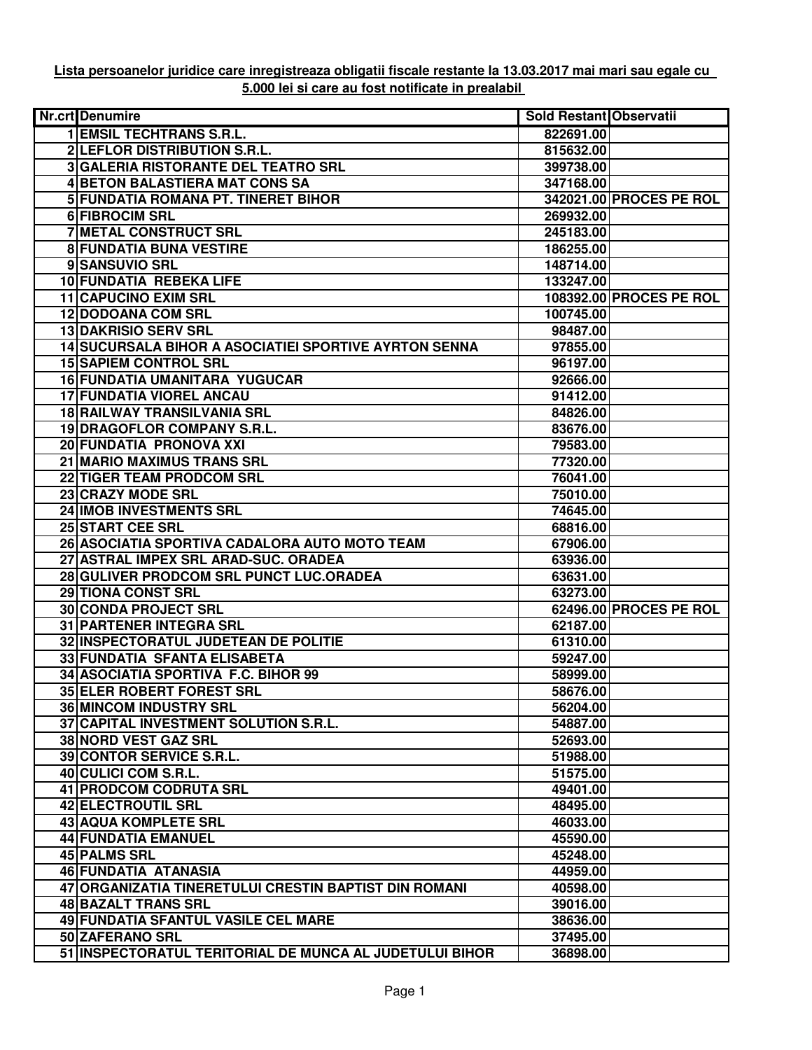**Lista persoanelor juridice care inregistreaza obligatii fiscale restante la 13.03.2017 mai mari sau egale cu 5.000 lei si care au fost notificate in prealabil**

| Nr.crt | Denumire | Sold Restant | Observatii |
|---|---|---|---|
| 1 | EMSIL TECHTRANS S.R.L. | 822691.00 | |
| 2 | LEFLOR DISTRIBUTION S.R.L. | 815632.00 | |
| 3 | GALERIA RISTORANTE DEL TEATRO SRL | 399738.00 | |
| 4 | BETON BALASTIERA MAT CONS SA | 347168.00 | |
| 5 | FUNDATIA ROMANA PT. TINERET BIHOR | 342021.00 | PROCES PE ROL |
| 6 | FIBROCIM SRL | 269932.00 | |
| 7 | METAL CONSTRUCT SRL | 245183.00 | |
| 8 | FUNDATIA BUNA VESTIRE | 186255.00 | |
| 9 | SANSUVIO SRL | 148714.00 | |
| 10 | FUNDATIA REBEKA LIFE | 133247.00 | |
| 11 | CAPUCINO EXIM SRL | 108392.00 | PROCES PE ROL |
| 12 | DODOANA COM SRL | 100745.00 | |
| 13 | DAKRISIO SERV SRL | 98487.00 | |
| 14 | SUCURSALA BIHOR A ASOCIATIEI SPORTIVE AYRTON SENNA | 97855.00 | |
| 15 | SAPIEM CONTROL SRL | 96197.00 | |
| 16 | FUNDATIA UMANITARA YUGUCAR | 92666.00 | |
| 17 | FUNDATIA VIOREL ANCAU | 91412.00 | |
| 18 | RAILWAY TRANSILVANIA SRL | 84826.00 | |
| 19 | DRAGOFLOR COMPANY S.R.L. | 83676.00 | |
| 20 | FUNDATIA PRONOVA XXI | 79583.00 | |
| 21 | MARIO MAXIMUS TRANS SRL | 77320.00 | |
| 22 | TIGER TEAM PRODCOM SRL | 76041.00 | |
| 23 | CRAZY MODE SRL | 75010.00 | |
| 24 | IMOB INVESTMENTS SRL | 74645.00 | |
| 25 | START CEE SRL | 68816.00 | |
| 26 | ASOCIATIA SPORTIVA CADALORA AUTO MOTO TEAM | 67906.00 | |
| 27 | ASTRAL IMPEX SRL ARAD-SUC. ORADEA | 63936.00 | |
| 28 | GULIVER PRODCOM SRL PUNCT LUC.ORADEA | 63631.00 | |
| 29 | TIONA CONST SRL | 63273.00 | |
| 30 | CONDA PROJECT SRL | 62496.00 | PROCES PE ROL |
| 31 | PARTENER INTEGRA SRL | 62187.00 | |
| 32 | INSPECTORATUL JUDETEAN DE POLITIE | 61310.00 | |
| 33 | FUNDATIA SFANTA ELISABETA | 59247.00 | |
| 34 | ASOCIATIA SPORTIVA F.C. BIHOR 99 | 58999.00 | |
| 35 | ELER ROBERT FOREST SRL | 58676.00 | |
| 36 | MINCOM INDUSTRY SRL | 56204.00 | |
| 37 | CAPITAL INVESTMENT SOLUTION S.R.L. | 54887.00 | |
| 38 | NORD VEST GAZ SRL | 52693.00 | |
| 39 | CONTOR SERVICE S.R.L. | 51988.00 | |
| 40 | CULICI COM S.R.L. | 51575.00 | |
| 41 | PRODCOM CODRUTA SRL | 49401.00 | |
| 42 | ELECTROUTIL SRL | 48495.00 | |
| 43 | AQUA KOMPLETE SRL | 46033.00 | |
| 44 | FUNDATIA EMANUEL | 45590.00 | |
| 45 | PALMS SRL | 45248.00 | |
| 46 | FUNDATIA ATANASIA | 44959.00 | |
| 47 | ORGANIZATIA TINERETULUI CRESTIN BAPTIST DIN ROMANI | 40598.00 | |
| 48 | BAZALT TRANS SRL | 39016.00 | |
| 49 | FUNDATIA SFANTUL VASILE CEL MARE | 38636.00 | |
| 50 | ZAFERANO SRL | 37495.00 | |
| 51 | INSPECTORATUL TERITORIAL DE MUNCA AL JUDETULUI BIHOR | 36898.00 | |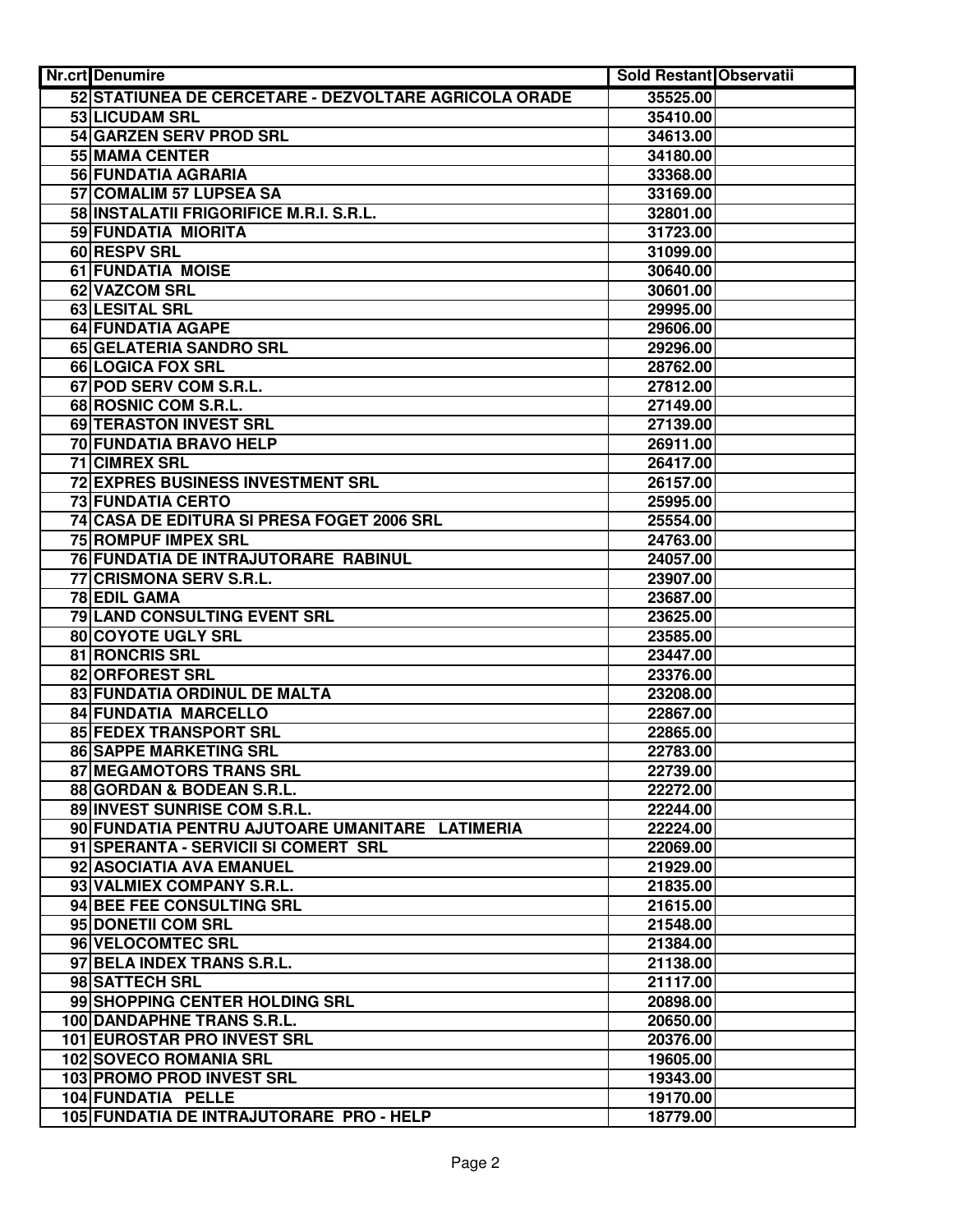| Nr.crt | Denumire | Sold Restant | Observatii |
| --- | --- | --- | --- |
| 52 | STATIUNEA DE CERCETARE - DEZVOLTARE AGRICOLA ORADE | 35525.00 | |
| 53 | LICUDAM SRL | 35410.00 | |
| 54 | GARZEN SERV PROD SRL | 34613.00 | |
| 55 | MAMA CENTER | 34180.00 | |
| 56 | FUNDATIA AGRARIA | 33368.00 | |
| 57 | COMALIM 57 LUPSEA SA | 33169.00 | |
| 58 | INSTALATII FRIGORIFICE M.R.I. S.R.L. | 32801.00 | |
| 59 | FUNDATIA MIORITA | 31723.00 | |
| 60 | RESPV SRL | 31099.00 | |
| 61 | FUNDATIA MOISE | 30640.00 | |
| 62 | VAZCOM SRL | 30601.00 | |
| 63 | LESITAL SRL | 29995.00 | |
| 64 | FUNDATIA AGAPE | 29606.00 | |
| 65 | GELATERIA SANDRO SRL | 29296.00 | |
| 66 | LOGICA FOX SRL | 28762.00 | |
| 67 | POD SERV COM S.R.L. | 27812.00 | |
| 68 | ROSNIC COM S.R.L. | 27149.00 | |
| 69 | TERASTON INVEST SRL | 27139.00 | |
| 70 | FUNDATIA BRAVO HELP | 26911.00 | |
| 71 | CIMREX SRL | 26417.00 | |
| 72 | EXPRES BUSINESS INVESTMENT SRL | 26157.00 | |
| 73 | FUNDATIA CERTO | 25995.00 | |
| 74 | CASA DE EDITURA SI PRESA FOGET 2006 SRL | 25554.00 | |
| 75 | ROMPUF IMPEX SRL | 24763.00 | |
| 76 | FUNDATIA DE INTRAJUTORARE RABINUL | 24057.00 | |
| 77 | CRISMONA SERV S.R.L. | 23907.00 | |
| 78 | EDIL GAMA | 23687.00 | |
| 79 | LAND CONSULTING EVENT SRL | 23625.00 | |
| 80 | COYOTE UGLY SRL | 23585.00 | |
| 81 | RONCRIS SRL | 23447.00 | |
| 82 | ORFOREST SRL | 23376.00 | |
| 83 | FUNDATIA ORDINUL DE MALTA | 23208.00 | |
| 84 | FUNDATIA MARCELLO | 22867.00 | |
| 85 | FEDEX TRANSPORT SRL | 22865.00 | |
| 86 | SAPPE MARKETING SRL | 22783.00 | |
| 87 | MEGAMOTORS TRANS SRL | 22739.00 | |
| 88 | GORDAN & BODEAN S.R.L. | 22272.00 | |
| 89 | INVEST SUNRISE COM S.R.L. | 22244.00 | |
| 90 | FUNDATIA PENTRU AJUTOARE UMANITARE LATIMERIA | 22224.00 | |
| 91 | SPERANTA - SERVICII SI COMERT SRL | 22069.00 | |
| 92 | ASOCIATIA AVA EMANUEL | 21929.00 | |
| 93 | VALMIEX COMPANY S.R.L. | 21835.00 | |
| 94 | BEE FEE CONSULTING SRL | 21615.00 | |
| 95 | DONETII COM SRL | 21548.00 | |
| 96 | VELOCOMTEC SRL | 21384.00 | |
| 97 | BELA INDEX TRANS S.R.L. | 21138.00 | |
| 98 | SATTECH SRL | 21117.00 | |
| 99 | SHOPPING CENTER HOLDING SRL | 20898.00 | |
| 100 | DANDAPHNE TRANS S.R.L. | 20650.00 | |
| 101 | EUROSTAR PRO INVEST SRL | 20376.00 | |
| 102 | SOVECO ROMANIA SRL | 19605.00 | |
| 103 | PROMO PROD INVEST SRL | 19343.00 | |
| 104 | FUNDATIA PELLE | 19170.00 | |
| 105 | FUNDATIA DE INTRAJUTORARE PRO - HELP | 18779.00 | |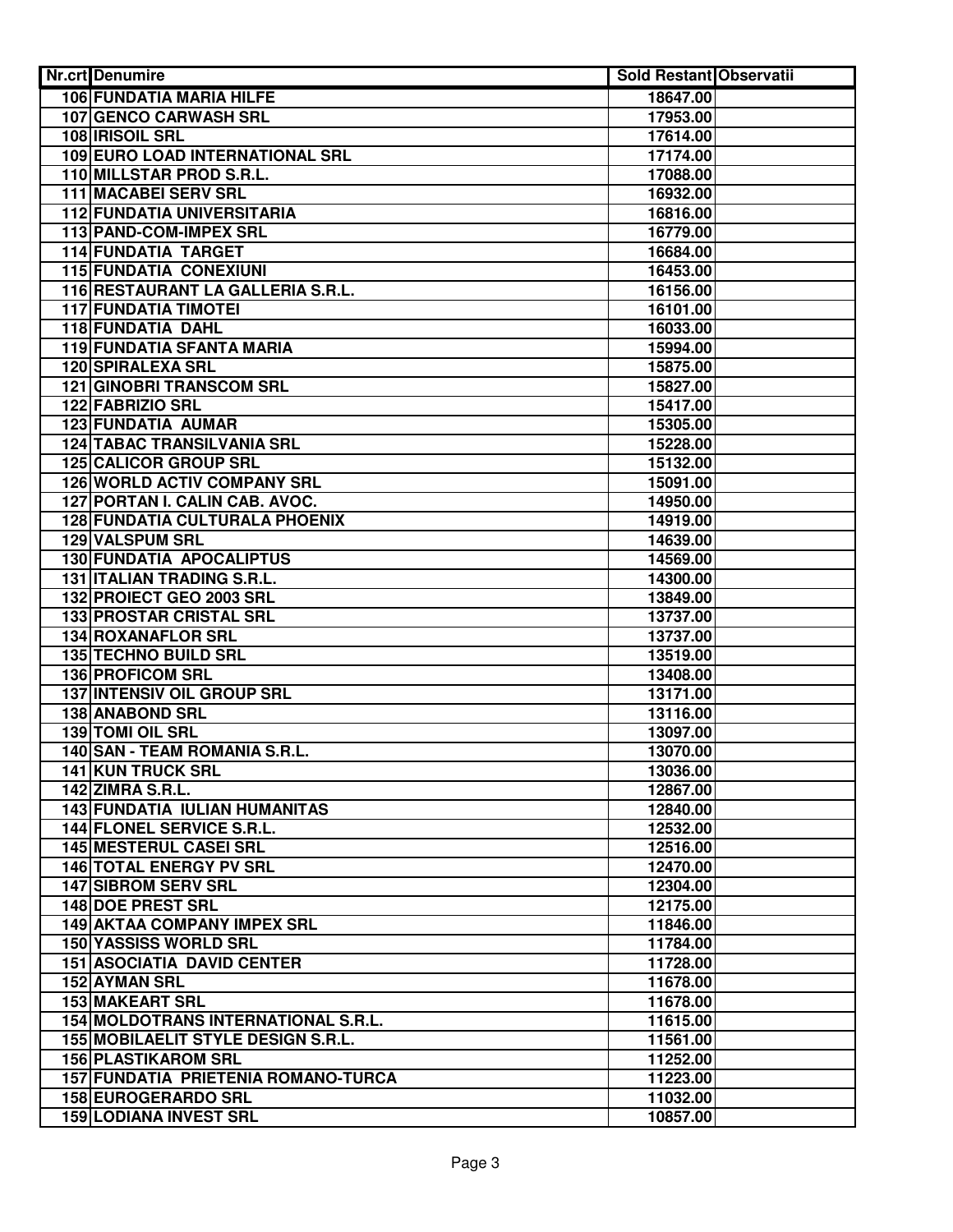| Nr.crt | Denumire | Sold Restant | Observatii |
|---|---|---|---|
| 106 | FUNDATIA MARIA HILFE | 18647.00 | |
| 107 | GENCO CARWASH SRL | 17953.00 | |
| 108 | IRISOIL SRL | 17614.00 | |
| 109 | EURO LOAD INTERNATIONAL SRL | 17174.00 | |
| 110 | MILLSTAR PROD S.R.L. | 17088.00 | |
| 111 | MACABEI SERV SRL | 16932.00 | |
| 112 | FUNDATIA UNIVERSITARIA | 16816.00 | |
| 113 | PAND-COM-IMPEX SRL | 16779.00 | |
| 114 | FUNDATIA TARGET | 16684.00 | |
| 115 | FUNDATIA CONEXIUNI | 16453.00 | |
| 116 | RESTAURANT LA GALLERIA S.R.L. | 16156.00 | |
| 117 | FUNDATIA TIMOTEI | 16101.00 | |
| 118 | FUNDATIA DAHL | 16033.00 | |
| 119 | FUNDATIA SFANTA MARIA | 15994.00 | |
| 120 | SPIRALEXA SRL | 15875.00 | |
| 121 | GINOBRI TRANSCOM SRL | 15827.00 | |
| 122 | FABRIZIO SRL | 15417.00 | |
| 123 | FUNDATIA AUMAR | 15305.00 | |
| 124 | TABAC TRANSILVANIA SRL | 15228.00 | |
| 125 | CALICOR GROUP SRL | 15132.00 | |
| 126 | WORLD ACTIV COMPANY SRL | 15091.00 | |
| 127 | PORTAN I. CALIN CAB. AVOC. | 14950.00 | |
| 128 | FUNDATIA CULTURALA PHOENIX | 14919.00 | |
| 129 | VALSPUM SRL | 14639.00 | |
| 130 | FUNDATIA APOCALIPTUS | 14569.00 | |
| 131 | ITALIAN TRADING S.R.L. | 14300.00 | |
| 132 | PROIECT GEO 2003 SRL | 13849.00 | |
| 133 | PROSTAR CRISTAL SRL | 13737.00 | |
| 134 | ROXANAFLOR SRL | 13737.00 | |
| 135 | TECHNO BUILD SRL | 13519.00 | |
| 136 | PROFICOM SRL | 13408.00 | |
| 137 | INTENSIV OIL GROUP SRL | 13171.00 | |
| 138 | ANABOND SRL | 13116.00 | |
| 139 | TOMI OIL SRL | 13097.00 | |
| 140 | SAN - TEAM ROMANIA S.R.L. | 13070.00 | |
| 141 | KUN TRUCK SRL | 13036.00 | |
| 142 | ZIMRA S.R.L. | 12867.00 | |
| 143 | FUNDATIA IULIAN HUMANITAS | 12840.00 | |
| 144 | FLONEL SERVICE S.R.L. | 12532.00 | |
| 145 | MESTERUL CASEI SRL | 12516.00 | |
| 146 | TOTAL ENERGY PV SRL | 12470.00 | |
| 147 | SIBROM SERV SRL | 12304.00 | |
| 148 | DOE PREST SRL | 12175.00 | |
| 149 | AKTAA COMPANY IMPEX SRL | 11846.00 | |
| 150 | YASSISS WORLD SRL | 11784.00 | |
| 151 | ASOCIATIA DAVID CENTER | 11728.00 | |
| 152 | AYMAN SRL | 11678.00 | |
| 153 | MAKEART SRL | 11678.00 | |
| 154 | MOLDOTRANS INTERNATIONAL S.R.L. | 11615.00 | |
| 155 | MOBILAELIT STYLE DESIGN S.R.L. | 11561.00 | |
| 156 | PLASTIKAROM SRL | 11252.00 | |
| 157 | FUNDATIA PRIETENIA ROMANO-TURCA | 11223.00 | |
| 158 | EUROGERARDO SRL | 11032.00 | |
| 159 | LODIANA INVEST SRL | 10857.00 | |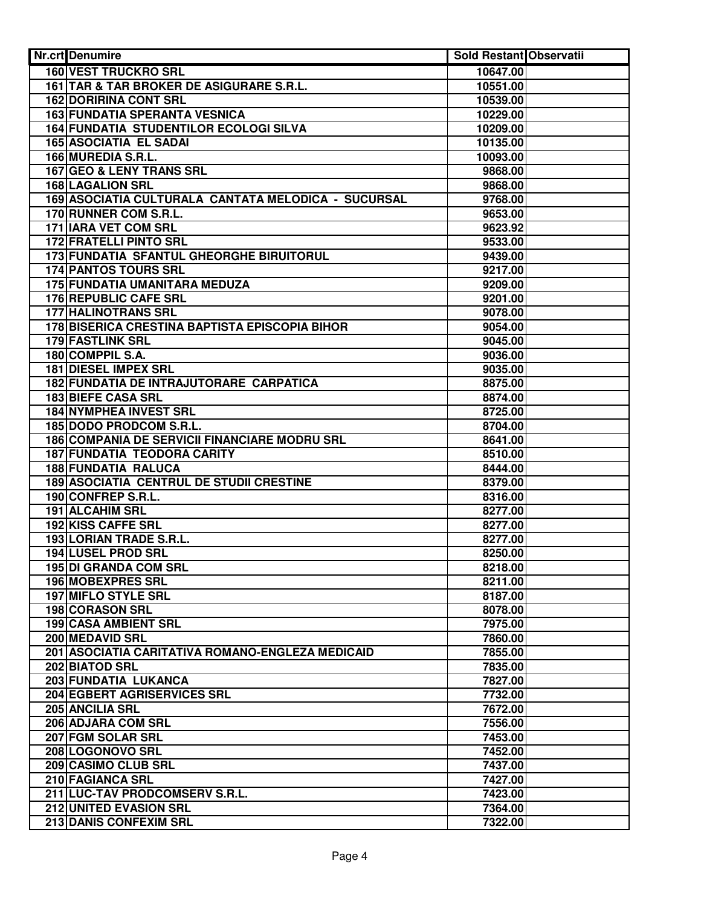| Nr.crt | Denumire | Sold Restant | Observatii |
|---|---|---|---|
| 160 | VEST TRUCKRO SRL | 10647.00 | |
| 161 | TAR & TAR BROKER DE ASIGURARE S.R.L. | 10551.00 | |
| 162 | DORIRINA CONT SRL | 10539.00 | |
| 163 | FUNDATIA SPERANTA VESNICA | 10229.00 | |
| 164 | FUNDATIA STUDENTILOR ECOLOGI SILVA | 10209.00 | |
| 165 | ASOCIATIA EL SADAI | 10135.00 | |
| 166 | MUREDIA S.R.L. | 10093.00 | |
| 167 | GEO & LENY TRANS SRL | 9868.00 | |
| 168 | LAGALION SRL | 9868.00 | |
| 169 | ASOCIATIA CULTURALA CANTATA MELODICA - SUCURSAL | 9768.00 | |
| 170 | RUNNER COM S.R.L. | 9653.00 | |
| 171 | IARA VET COM SRL | 9623.92 | |
| 172 | FRATELLI PINTO SRL | 9533.00 | |
| 173 | FUNDATIA SFANTUL GHEORGHE BIRUITORUL | 9439.00 | |
| 174 | PANTOS TOURS SRL | 9217.00 | |
| 175 | FUNDATIA UMANITARA MEDUZA | 9209.00 | |
| 176 | REPUBLIC CAFE SRL | 9201.00 | |
| 177 | HALINOTRANS SRL | 9078.00 | |
| 178 | BISERICA CRESTINA BAPTISTA EPISCOPIA BIHOR | 9054.00 | |
| 179 | FASTLINK SRL | 9045.00 | |
| 180 | COMPPIL S.A. | 9036.00 | |
| 181 | DIESEL IMPEX SRL | 9035.00 | |
| 182 | FUNDATIA DE INTRAJUTORARE CARPATICA | 8875.00 | |
| 183 | BIEFE CASA SRL | 8874.00 | |
| 184 | NYMPHEA INVEST SRL | 8725.00 | |
| 185 | DODO PRODCOM S.R.L. | 8704.00 | |
| 186 | COMPANIA DE SERVICII FINANCIARE MODRU SRL | 8641.00 | |
| 187 | FUNDATIA TEODORA CARITY | 8510.00 | |
| 188 | FUNDATIA RALUCA | 8444.00 | |
| 189 | ASOCIATIA CENTRUL DE STUDII CRESTINE | 8379.00 | |
| 190 | CONFREP S.R.L. | 8316.00 | |
| 191 | ALCAHIM SRL | 8277.00 | |
| 192 | KISS CAFFE SRL | 8277.00 | |
| 193 | LORIAN TRADE S.R.L. | 8277.00 | |
| 194 | LUSEL PROD SRL | 8250.00 | |
| 195 | DI GRANDA COM SRL | 8218.00 | |
| 196 | MOBEXPRES SRL | 8211.00 | |
| 197 | MIFLO STYLE SRL | 8187.00 | |
| 198 | CORASON SRL | 8078.00 | |
| 199 | CASA AMBIENT SRL | 7975.00 | |
| 200 | MEDAVID SRL | 7860.00 | |
| 201 | ASOCIATIA CARITATIVA ROMANO-ENGLEZA MEDICAID | 7855.00 | |
| 202 | BIATOD SRL | 7835.00 | |
| 203 | FUNDATIA LUKANCA | 7827.00 | |
| 204 | EGBERT AGRISERVICES SRL | 7732.00 | |
| 205 | ANCILIA SRL | 7672.00 | |
| 206 | ADJARA COM SRL | 7556.00 | |
| 207 | FGM SOLAR SRL | 7453.00 | |
| 208 | LOGONOVO SRL | 7452.00 | |
| 209 | CASIMO CLUB SRL | 7437.00 | |
| 210 | FAGIANCA SRL | 7427.00 | |
| 211 | LUC-TAV PRODCOMSERV S.R.L. | 7423.00 | |
| 212 | UNITED EVASION SRL | 7364.00 | |
| 213 | DANIS CONFEXIM SRL | 7322.00 | |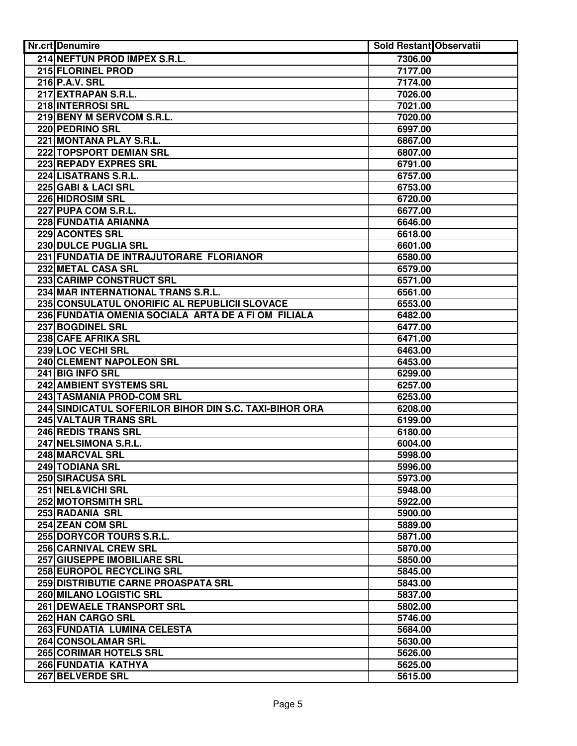| Nr.crt | Denumire | Sold Restant | Observatii |
| --- | --- | --- | --- |
| 214 | NEFTUN PROD IMPEX S.R.L. | 7306.00 | |
| 215 | FLORINEL PROD | 7177.00 | |
| 216 | P.A.V. SRL | 7174.00 | |
| 217 | EXTRAPAN S.R.L. | 7026.00 | |
| 218 | INTERROSI SRL | 7021.00 | |
| 219 | BENY M SERVCOM S.R.L. | 7020.00 | |
| 220 | PEDRINO SRL | 6997.00 | |
| 221 | MONTANA PLAY S.R.L. | 6867.00 | |
| 222 | TOPSPORT DEMIAN SRL | 6807.00 | |
| 223 | REPADY EXPRES SRL | 6791.00 | |
| 224 | LISATRANS S.R.L. | 6757.00 | |
| 225 | GABI & LACI SRL | 6753.00 | |
| 226 | HIDROSIM SRL | 6720.00 | |
| 227 | PUPA COM S.R.L. | 6677.00 | |
| 228 | FUNDATIA ARIANNA | 6646.00 | |
| 229 | ACONTES SRL | 6618.00 | |
| 230 | DULCE PUGLIA SRL | 6601.00 | |
| 231 | FUNDATIA DE INTRAJUTORARE FLORIANOR | 6580.00 | |
| 232 | METAL CASA SRL | 6579.00 | |
| 233 | CARIMP CONSTRUCT SRL | 6571.00 | |
| 234 | MAR INTERNATIONAL TRANS S.R.L. | 6561.00 | |
| 235 | CONSULATUL ONORIFIC AL REPUBLICII SLOVACE | 6553.00 | |
| 236 | FUNDATIA OMENIA SOCIALA ARTA DE A FI OM FILIALA | 6482.00 | |
| 237 | BOGDINEL SRL | 6477.00 | |
| 238 | CAFE AFRIKA SRL | 6471.00 | |
| 239 | LOC VECHI SRL | 6463.00 | |
| 240 | CLEMENT NAPOLEON SRL | 6453.00 | |
| 241 | BIG INFO SRL | 6299.00 | |
| 242 | AMBIENT SYSTEMS SRL | 6257.00 | |
| 243 | TASMANIA PROD-COM SRL | 6253.00 | |
| 244 | SINDICATUL SOFERILOR BIHOR DIN S.C. TAXI-BIHOR ORA | 6208.00 | |
| 245 | VALTAUR TRANS SRL | 6199.00 | |
| 246 | REDIS TRANS SRL | 6180.00 | |
| 247 | NELSIMONA S.R.L. | 6004.00 | |
| 248 | MARCVAL SRL | 5998.00 | |
| 249 | TODIANA SRL | 5996.00 | |
| 250 | SIRACUSA SRL | 5973.00 | |
| 251 | NEL&VICHI SRL | 5948.00 | |
| 252 | MOTORSMITH SRL | 5922.00 | |
| 253 | RADANIA SRL | 5900.00 | |
| 254 | ZEAN COM SRL | 5889.00 | |
| 255 | DORYCOR TOURS S.R.L. | 5871.00 | |
| 256 | CARNIVAL CREW SRL | 5870.00 | |
| 257 | GIUSEPPE IMOBILIARE SRL | 5850.00 | |
| 258 | EUROPOL RECYCLING SRL | 5845.00 | |
| 259 | DISTRIBUTIE CARNE PROASPATA SRL | 5843.00 | |
| 260 | MILANO LOGISTIC SRL | 5837.00 | |
| 261 | DEWAELE TRANSPORT SRL | 5802.00 | |
| 262 | HAN CARGO SRL | 5746.00 | |
| 263 | FUNDATIA LUMINA CELESTA | 5684.00 | |
| 264 | CONSOLAMAR SRL | 5630.00 | |
| 265 | CORIMAR HOTELS SRL | 5626.00 | |
| 266 | FUNDATIA KATHYA | 5625.00 | |
| 267 | BELVERDE SRL | 5615.00 | |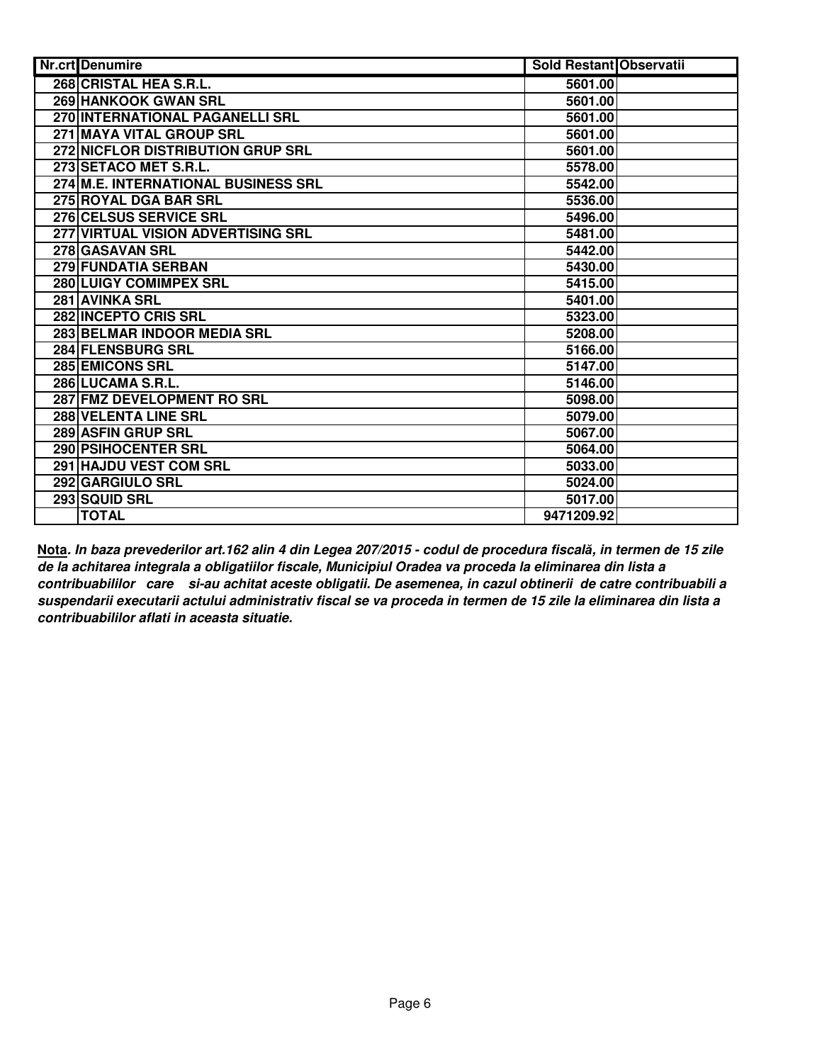| Nr.crt | Denumire | Sold Restant | Observatii |
|---|---|---|---|
| 268 | CRISTAL HEA S.R.L. | 5601.00 | |
| 269 | HANKOOK GWAN SRL | 5601.00 | |
| 270 | INTERNATIONAL PAGANELLI SRL | 5601.00 | |
| 271 | MAYA VITAL GROUP SRL | 5601.00 | |
| 272 | NICFLOR DISTRIBUTION GRUP SRL | 5601.00 | |
| 273 | SETACO MET S.R.L. | 5578.00 | |
| 274 | M.E. INTERNATIONAL BUSINESS SRL | 5542.00 | |
| 275 | ROYAL DGA BAR SRL | 5536.00 | |
| 276 | CELSUS SERVICE SRL | 5496.00 | |
| 277 | VIRTUAL VISION ADVERTISING SRL | 5481.00 | |
| 278 | GASAVAN SRL | 5442.00 | |
| 279 | FUNDATIA SERBAN | 5430.00 | |
| 280 | LUIGY COMIMPEX SRL | 5415.00 | |
| 281 | AVINKA SRL | 5401.00 | |
| 282 | INCEPTO CRIS SRL | 5323.00 | |
| 283 | BELMAR INDOOR MEDIA SRL | 5208.00 | |
| 284 | FLENSBURG SRL | 5166.00 | |
| 285 | EMICONS SRL | 5147.00 | |
| 286 | LUCAMA S.R.L. | 5146.00 | |
| 287 | FMZ DEVELOPMENT RO SRL | 5098.00 | |
| 288 | VELENTA LINE SRL | 5079.00 | |
| 289 | ASFIN GRUP SRL | 5067.00 | |
| 290 | PSIHOCENTER SRL | 5064.00 | |
| 291 | HAJDU VEST COM SRL | 5033.00 | |
| 292 | GARGIULO SRL | 5024.00 | |
| 293 | SQUID SRL | 5017.00 | |
| | TOTAL | 9471209.92 | |

**Nota**. ***In baza prevederilor art.162 alin 4 din Legea 207/2015 - codul de procedura fiscală, in termen de 15 zile de la achitarea integrala a obligatiilor fiscale, Municipiul Oradea va proceda la eliminarea din lista a contribuabililor care si-au achitat aceste obligatii. De asemenea, in cazul obtinerii de catre contribuabili a suspendarii executarii actului administrativ fiscal se va proceda in termen de 15 zile la eliminarea din lista a contribuabililor aflati in aceasta situatie.***